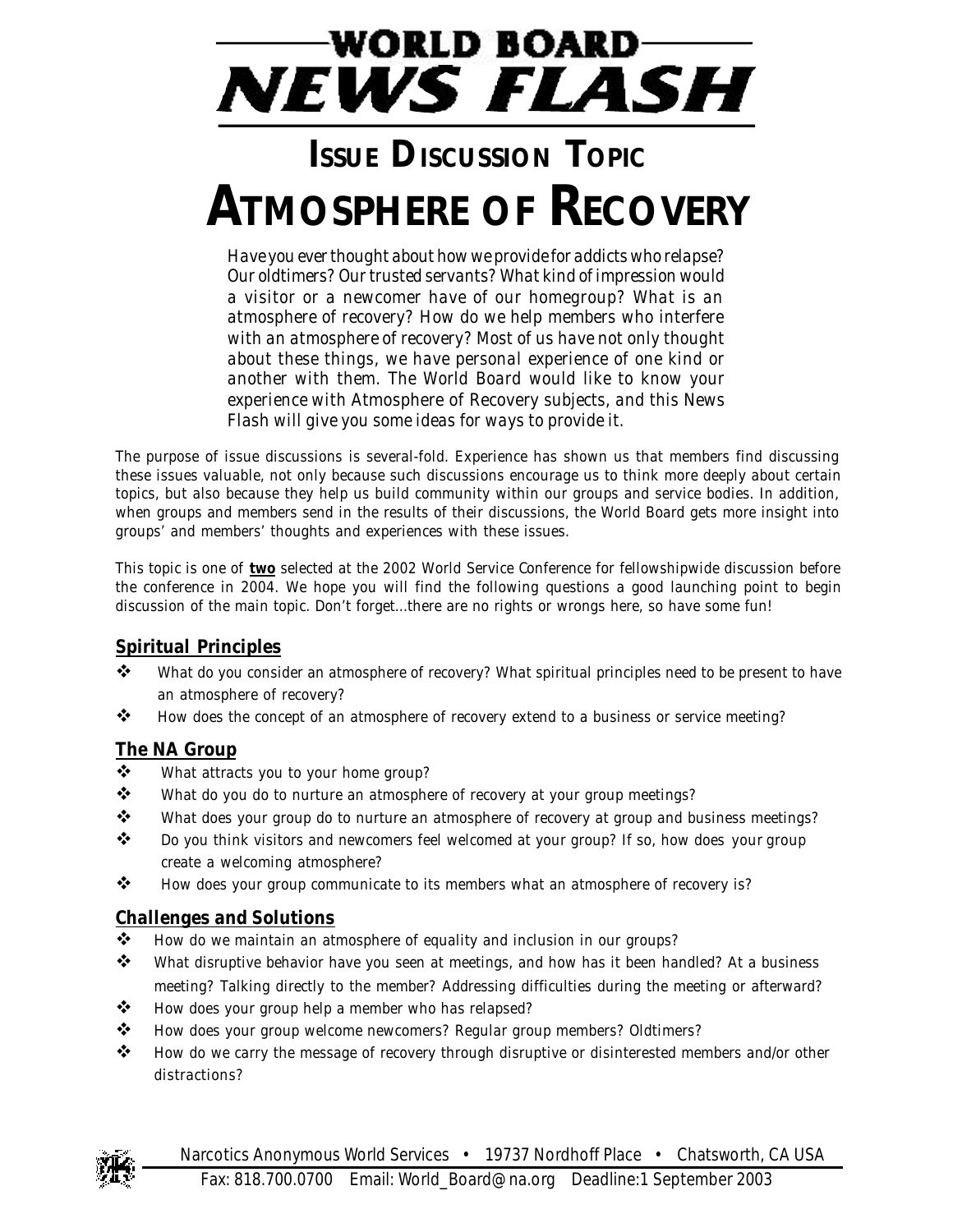# WORLD BOARD NEWS FLASH

## ISSUE DISCUSSION TOPIC

# ATMOSPHERE OF RECOVERY

*Have you ever thought about how we provide for addicts who relapse? Our oldtimers? Our trusted servants? What kind of impression would a visitor or a newcomer have of our homegroup? What is an atmosphere of recovery? How do we help members who interfere with an atmosphere of recovery? Most of us have not only thought about these things, we have personal experience of one kind or another with them. The World Board would like to know your experience with Atmosphere of Recovery subjects, and this News Flash will give you some ideas for ways to provide it.*

The purpose of issue discussions is several-fold. Experience has shown us that members find discussing these issues valuable, not only because such discussions encourage us to think more deeply about certain topics, but also because they help us build community within our groups and service bodies. In addition, when groups and members send in the results of their discussions, the World Board gets more insight into groups' and members' thoughts and experiences with these issues.

This topic is one of **two** selected at the 2002 World Service Conference for fellowshipwide discussion before the conference in 2004. We hope you will find the following questions a good launching point to begin discussion of the main topic. Don't forget…there are no rights or wrongs here, so have some fun!

### Spiritual Principles

- What do you consider an atmosphere of recovery? What spiritual principles need to be present to have an atmosphere of recovery?
- How does the concept of an atmosphere of recovery extend to a business or service meeting?

### The NA Group

- What attracts you to your home group?
- What do you do to nurture an atmosphere of recovery at your group meetings?
- What does your group do to nurture an atmosphere of recovery at group and business meetings?
- Do you think visitors and newcomers feel welcomed at your group? If so, how does your group create a welcoming atmosphere?
- How does your group communicate to its members what an atmosphere of recovery is?

### Challenges and Solutions

- How do we maintain an atmosphere of equality and inclusion in our groups?
- What disruptive behavior have you seen at meetings, and how has it been handled? At a business meeting? Talking directly to the member? Addressing difficulties during the meeting or afterward?
- How does your group help a member who has relapsed?
- How does your group welcome newcomers? Regular group members? Oldtimers?
- How do we carry the message of recovery through disruptive or disinterested members and/or other distractions?

Narcotics Anonymous World Services • 19737 Nordhoff Place • Chatsworth, CA USA
Fax: 818.700.0700 Email: World_Board@na.org Deadline:1 September 2003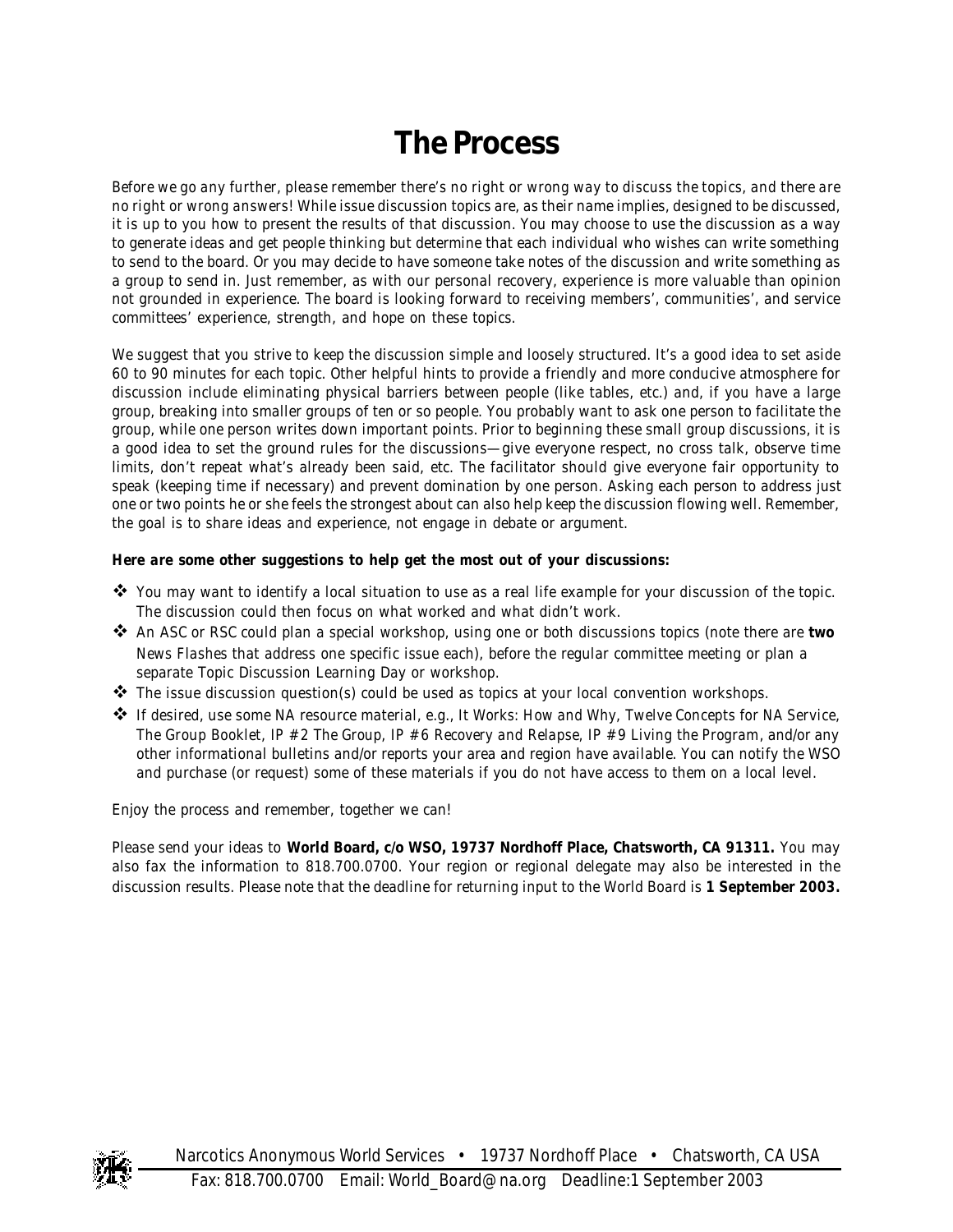# The Process

*Before we go any further, please remember there's no right or wrong way to discuss the topics, and there are no right or wrong answers!* While issue discussion topics are, as their name implies, designed to be discussed, it is up to you how to present the results of that discussion. You may choose to use the discussion as a way to generate ideas and get people thinking but determine that each individual who wishes can write something to send to the board. Or you may decide to have someone take notes of the discussion and write something as a group to send in. Just remember, as with our personal recovery, experience is more valuable than opinion not grounded in experience. The board is looking forward to receiving members', communities', and service committees' experience, strength, and hope on these topics.

We suggest that you strive to keep the discussion simple and loosely structured. It's a good idea to set aside 60 to 90 minutes for each topic. Other helpful hints to provide a friendly and more conducive atmosphere for discussion include eliminating physical barriers between people (like tables, etc.) and, if you have a large group, breaking into smaller groups of ten or so people. You probably want to ask one person to facilitate the group, while one person writes down important points. Prior to beginning these small group discussions, it is a good idea to set the ground rules for the discussions—give everyone respect, no cross talk, observe time limits, don't repeat what's already been said, etc. The facilitator should give everyone fair opportunity to speak (keeping time if necessary) and prevent domination by one person. Asking each person to address just one or two points he or she feels the strongest about can also help keep the discussion flowing well. Remember, the goal is to share ideas and experience, not engage in debate or argument.

**Here are some other suggestions to help get the most out of your discussions:**

- You may want to identify a local situation to use as a real life example for your discussion of the topic. The discussion could then focus on what worked and what didn't work.
- An ASC or RSC could plan a special workshop, using one or both discussions topics (note there are **two** *News Flashes* that address one specific issue each), before the regular committee meeting or plan a separate Topic Discussion Learning Day or workshop.
- The issue discussion question(s) could be used as topics at your local convention workshops.
- If desired, use some NA resource material, e.g., *It Works: How and Why*, *Twelve Concepts for NA Service*, *The Group Booklet*, IP #2 *The Group*, IP #6 *Recovery and Relapse*, IP #9 *Living the Program*, and/or any other informational bulletins and/or reports your area and region have available. You can notify the WSO and purchase (or request) some of these materials if you do not have access to them on a local level.

Enjoy the process and remember, together we can!

Please send your ideas to **World Board, c/o WSO, 19737 Nordhoff Place, Chatsworth, CA 91311.** You may also fax the information to 818.700.0700. Your region or regional delegate may also be interested in the discussion results. Please note that the deadline for returning input to the World Board is **1 September 2003.**

Narcotics Anonymous World Services • 19737 Nordhoff Place • Chatsworth, CA USA
Fax: 818.700.0700 Email: World_Board@na.org Deadline:1 September 2003